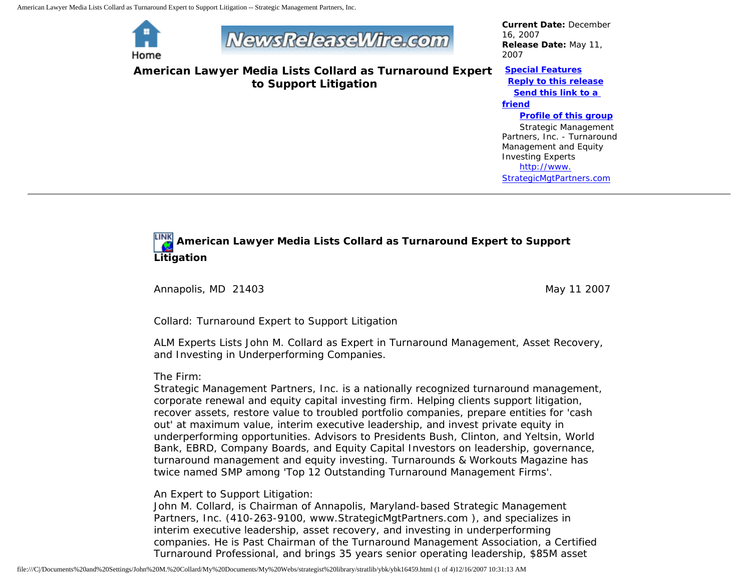**Current Date:** December 16, 2007
**Release Date:** May 11, 2007

# American Lawyer Media Lists Collard as Turnaround Expert to Support Litigation

**Special Features**
**Reply to this release**
**Send this link to a friend**
**Profile of this group**

Strategic Management Partners, Inc. - Turnaround Management and Equity Investing Experts
http://www.StrategicMgtPartners.com

---

## American Lawyer Media Lists Collard as Turnaround Expert to Support Litigation

Annapolis, MD 21403 May 11 2007

Collard: Turnaround Expert to Support Litigation

ALM Experts Lists John M. Collard as Expert in Turnaround Management, Asset Recovery, and Investing in Underperforming Companies.

The Firm:
Strategic Management Partners, Inc. is a nationally recognized turnaround management, corporate renewal and equity capital investing firm. Helping clients support litigation, recover assets, restore value to troubled portfolio companies, prepare entities for 'cash out' at maximum value, interim executive leadership, and invest private equity in underperforming opportunities. Advisors to Presidents Bush, Clinton, and Yeltsin, World Bank, EBRD, Company Boards, and Equity Capital Investors on leadership, governance, turnaround management and equity investing. Turnarounds & Workouts Magazine has twice named SMP among 'Top 12 Outstanding Turnaround Management Firms'.

An Expert to Support Litigation:
John M. Collard, is Chairman of Annapolis, Maryland-based Strategic Management Partners, Inc. (410-263-9100, www.StrategicMgtPartners.com ), and specializes in interim executive leadership, asset recovery, and investing in underperforming companies. He is Past Chairman of the Turnaround Management Association, a Certified Turnaround Professional, and brings 35 years senior operating leadership, $85M asset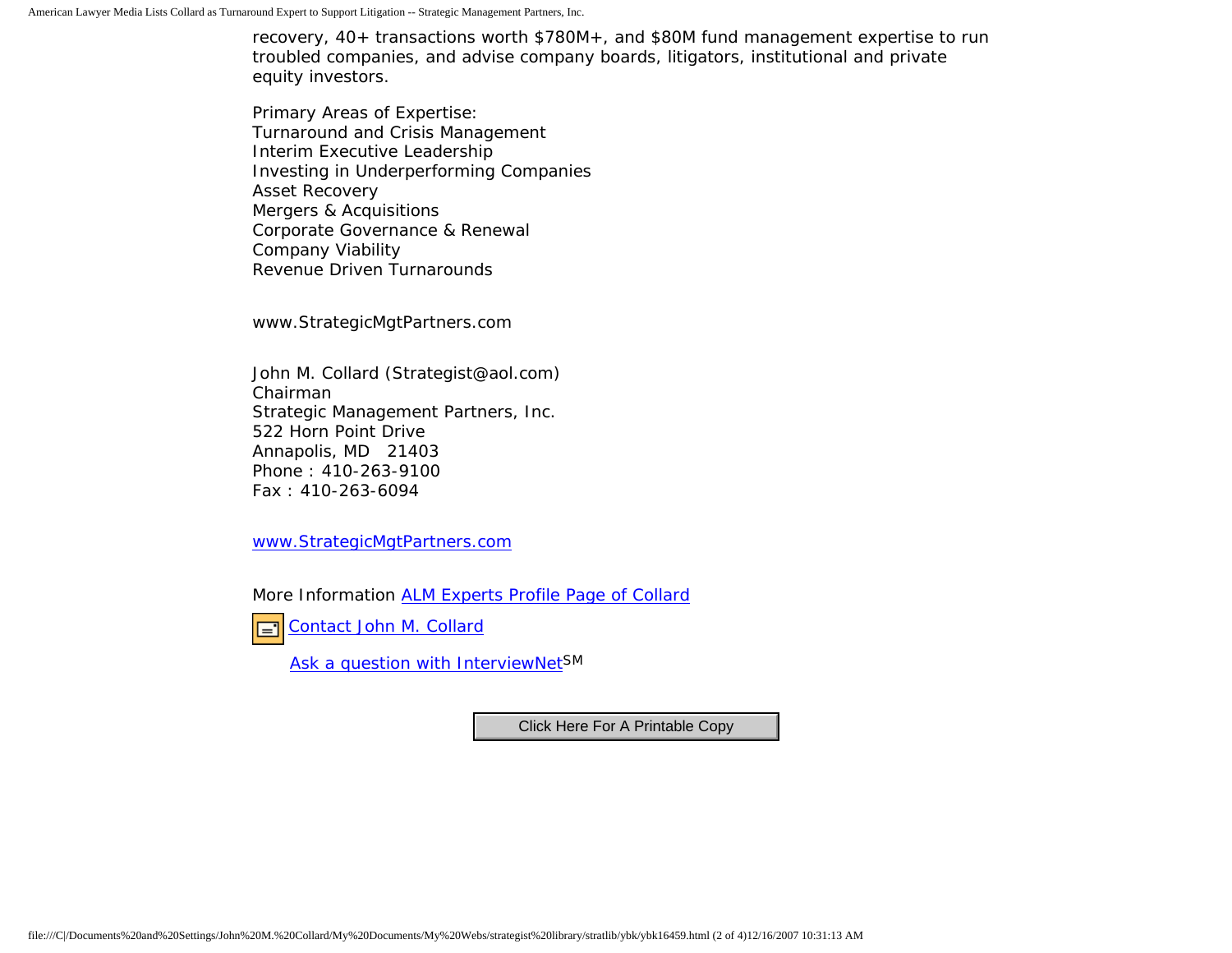recovery, 40+ transactions worth $780M+, and $80M fund management expertise to run troubled companies, and advise company boards, litigators, institutional and private equity investors.

Primary Areas of Expertise:
Turnaround and Crisis Management
Interim Executive Leadership
Investing in Underperforming Companies
Asset Recovery
Mergers & Acquisitions
Corporate Governance & Renewal
Company Viability
Revenue Driven Turnarounds

www.StrategicMgtPartners.com

John M. Collard (Strategist@aol.com)
Chairman
Strategic Management Partners, Inc.
522 Horn Point Drive
Annapolis, MD 21403
Phone : 410-263-9100
Fax : 410-263-6094

www.StrategicMgtPartners.com

More Information ALM Experts Profile Page of Collard

Contact John M. Collard

Ask a question with InterviewNet[SM]

Click Here For A Printable Copy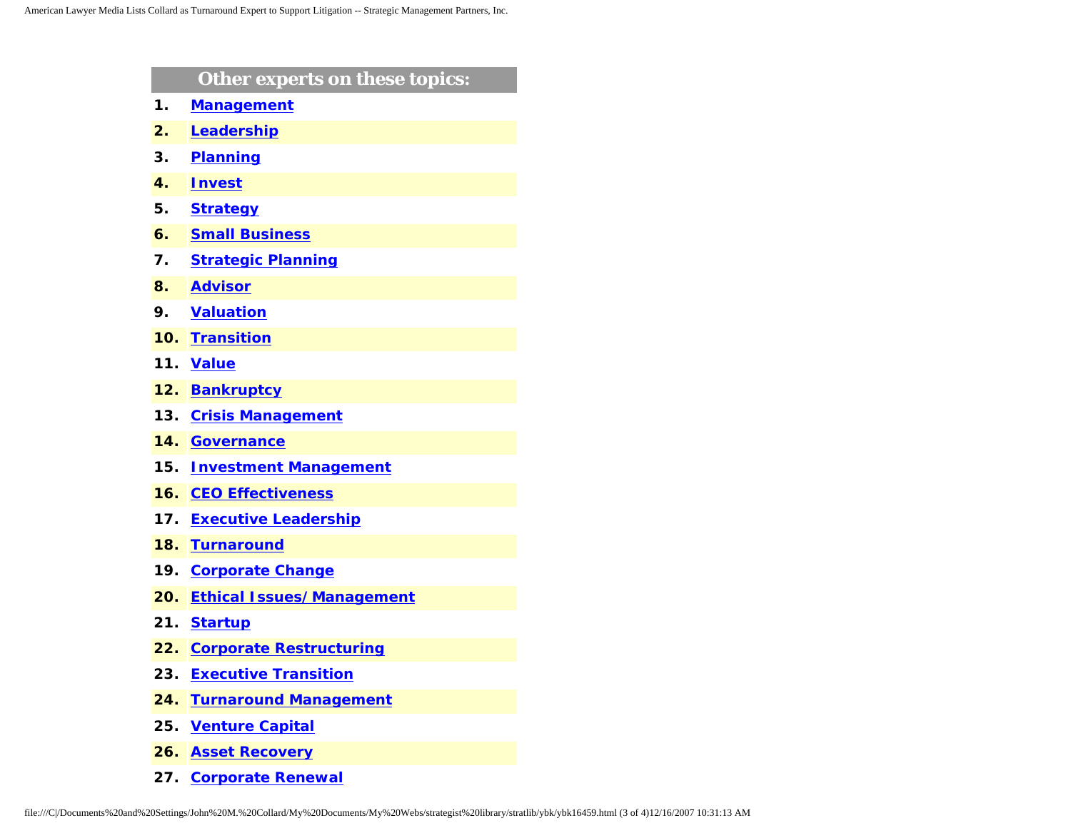## Other experts on these topics:

1. **Management**
2. **Leadership**
3. **Planning**
4. **Invest**
5. **Strategy**
6. **Small Business**
7. **Strategic Planning**
8. **Advisor**
9. **Valuation**
10. **Transition**
11. **Value**
12. **Bankruptcy**
13. **Crisis Management**
14. **Governance**
15. **Investment Management**
16. **CEO Effectiveness**
17. **Executive Leadership**
18. **Turnaround**
19. **Corporate Change**
20. **Ethical Issues/ Management**
21. **Startup**
22. **Corporate Restructuring**
23. **Executive Transition**
24. **Turnaround Management**
25. **Venture Capital**
26. **Asset Recovery**
27. **Corporate Renewal**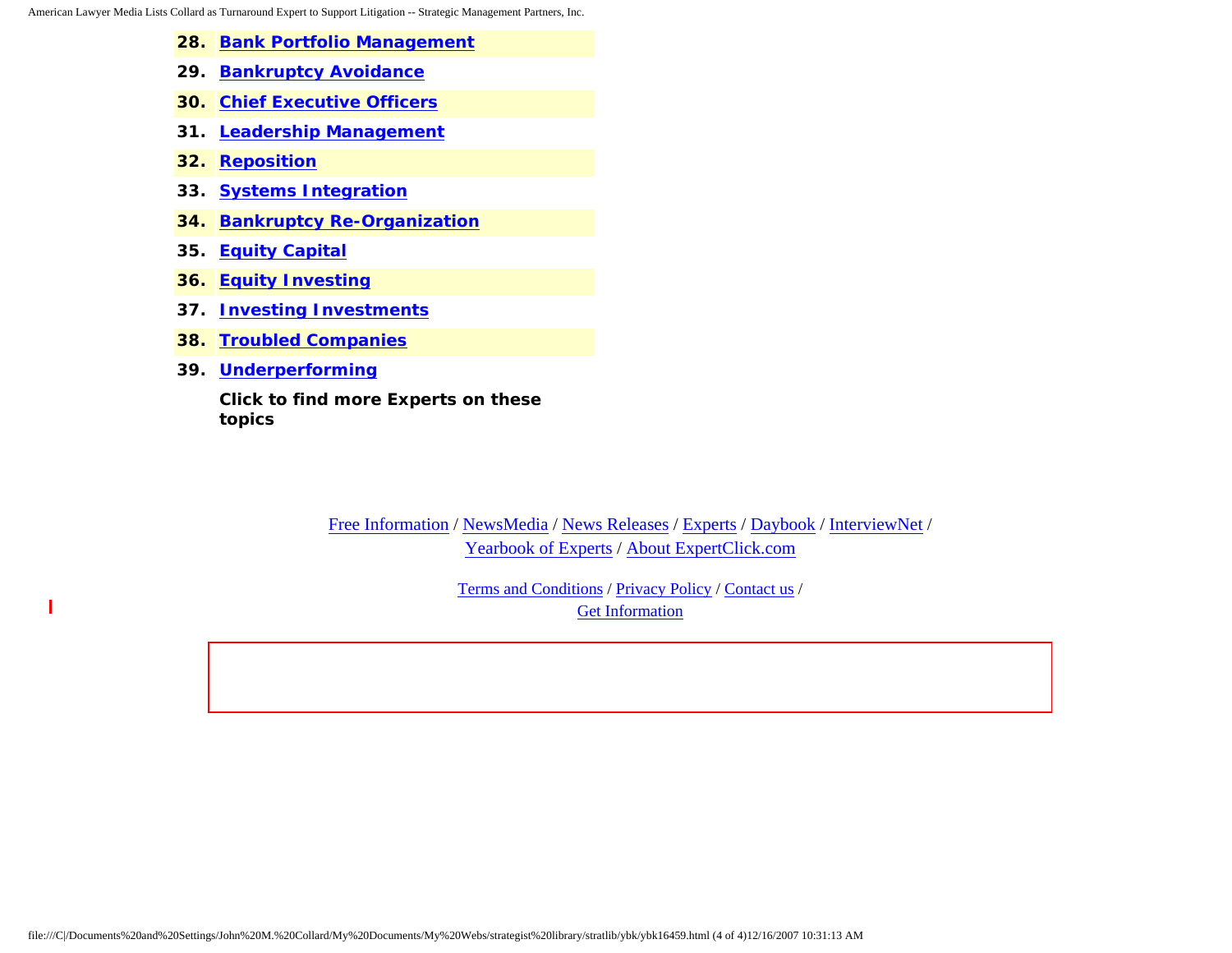28. **Bank Portfolio Management**
29. **Bankruptcy Avoidance**
30. **Chief Executive Officers**
31. **Leadership Management**
32. **Reposition**
33. **Systems Integration**
34. **Bankruptcy Re-Organization**
35. **Equity Capital**
36. **Equity Investing**
37. **Investing Investments**
38. **Troubled Companies**
39. **Underperforming**

**Click to find more Experts on these topics**

Free Information / NewsMedia / News Releases / Experts / Daybook / InterviewNet / Yearbook of Experts / About ExpertClick.com

Terms and Conditions / Privacy Policy / Contact us / Get Information